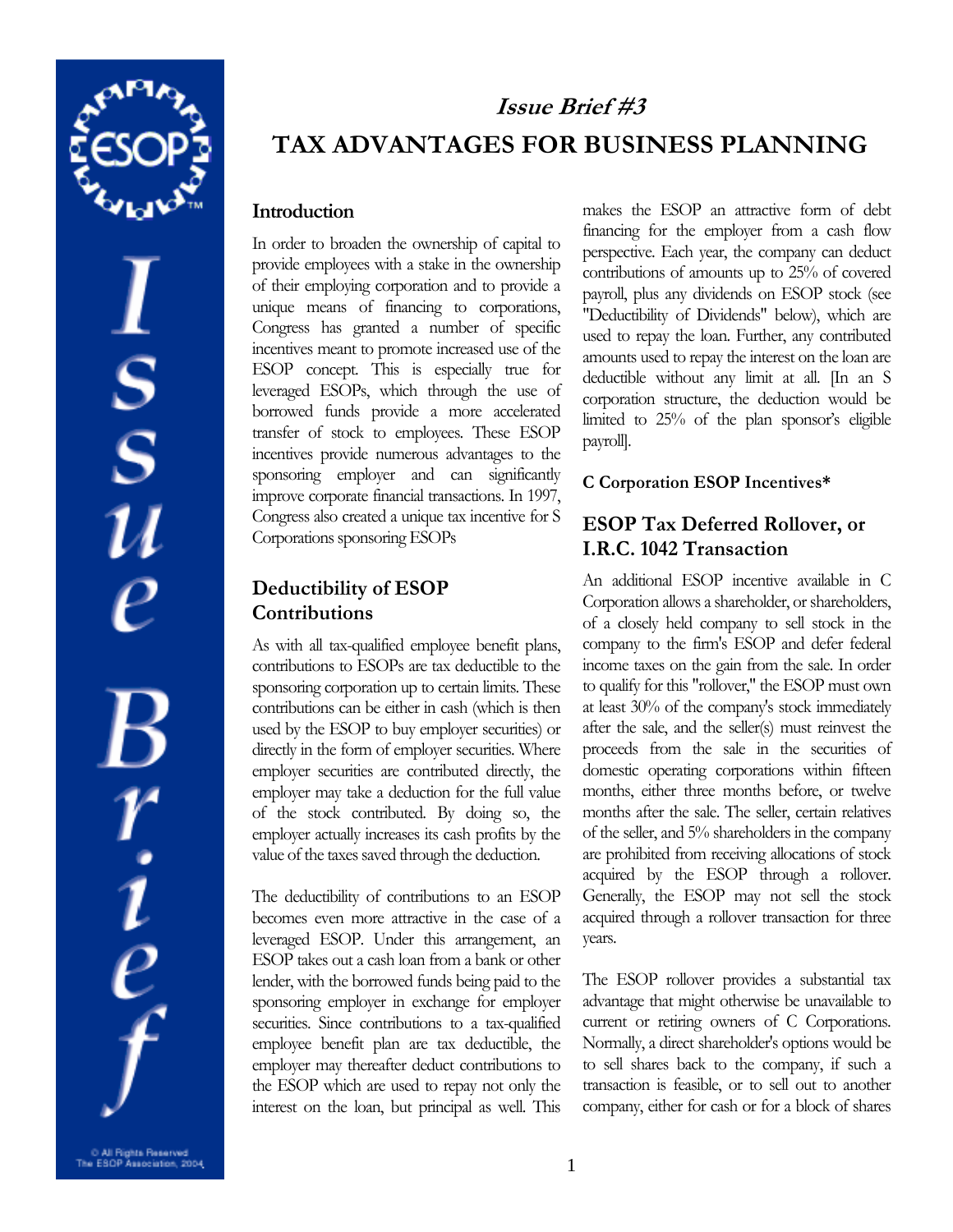# *Issue Brief #3*

# TAX ADVANTAGES FOR BUSINESS PLANNING

## Introduction

In order to broaden the ownership of capital to provide employees with a stake in the ownership of their employing corporation and to provide a unique means of financing to corporations, Congress has granted a number of specific incentives meant to promote increased use of the ESOP concept. This is especially true for leveraged ESOPs, which through the use of borrowed funds provide a more accelerated transfer of stock to employees. These ESOP incentives provide numerous advantages to the sponsoring employer and can significantly improve corporate financial transactions. In 1997, Congress also created a unique tax incentive for S Corporations sponsoring ESOPs

## Deductibility of ESOP Contributions

As with all tax-qualified employee benefit plans, contributions to ESOPs are tax deductible to the sponsoring corporation up to certain limits. These contributions can be either in cash (which is then used by the ESOP to buy employer securities) or directly in the form of employer securities. Where employer securities are contributed directly, the employer may take a deduction for the full value of the stock contributed. By doing so, the employer actually increases its cash profits by the value of the taxes saved through the deduction.

The deductibility of contributions to an ESOP becomes even more attractive in the case of a leveraged ESOP. Under this arrangement, an ESOP takes out a cash loan from a bank or other lender, with the borrowed funds being paid to the sponsoring employer in exchange for employer securities. Since contributions to a tax-qualified employee benefit plan are tax deductible, the employer may thereafter deduct contributions to the ESOP which are used to repay not only the interest on the loan, but principal as well. This makes the ESOP an attractive form of debt financing for the employer from a cash flow perspective. Each year, the company can deduct contributions of amounts up to 25% of covered payroll, plus any dividends on ESOP stock (see "Deductibility of Dividends" below), which are used to repay the loan. Further, any contributed amounts used to repay the interest on the loan are deductible without any limit at all. [In an S corporation structure, the deduction would be limited to 25% of the plan sponsor's eligible payroll].

### C Corporation ESOP Incentives*

## ESOP Tax Deferred Rollover, or I.R.C. 1042 Transaction

An additional ESOP incentive available in C Corporation allows a shareholder, or shareholders, of a closely held company to sell stock in the company to the firm's ESOP and defer federal income taxes on the gain from the sale. In order to qualify for this "rollover," the ESOP must own at least 30% of the company's stock immediately after the sale, and the seller(s) must reinvest the proceeds from the sale in the securities of domestic operating corporations within fifteen months, either three months before, or twelve months after the sale. The seller, certain relatives of the seller, and 5% shareholders in the company are prohibited from receiving allocations of stock acquired by the ESOP through a rollover. Generally, the ESOP may not sell the stock acquired through a rollover transaction for three years.

The ESOP rollover provides a substantial tax advantage that might otherwise be unavailable to current or retiring owners of C Corporations. Normally, a direct shareholder's options would be to sell shares back to the company, if such a transaction is feasible, or to sell out to another company, either for cash or for a block of shares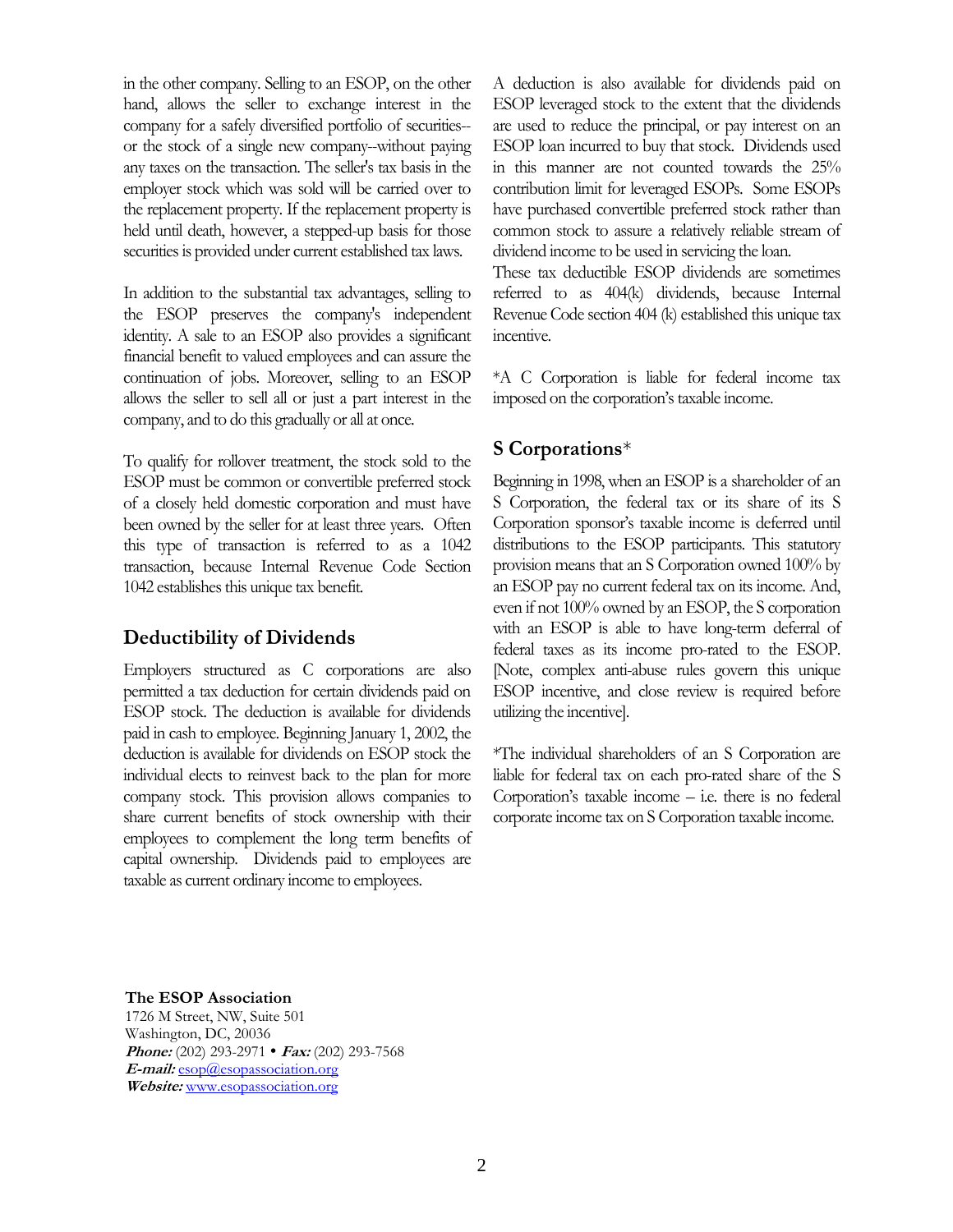in the other company. Selling to an ESOP, on the other hand, allows the seller to exchange interest in the company for a safely diversified portfolio of securities--or the stock of a single new company--without paying any taxes on the transaction. The seller's tax basis in the employer stock which was sold will be carried over to the replacement property. If the replacement property is held until death, however, a stepped-up basis for those securities is provided under current established tax laws.

In addition to the substantial tax advantages, selling to the ESOP preserves the company's independent identity. A sale to an ESOP also provides a significant financial benefit to valued employees and can assure the continuation of jobs. Moreover, selling to an ESOP allows the seller to sell all or just a part interest in the company, and to do this gradually or all at once.

To qualify for rollover treatment, the stock sold to the ESOP must be common or convertible preferred stock of a closely held domestic corporation and must have been owned by the seller for at least three years. Often this type of transaction is referred to as a 1042 transaction, because Internal Revenue Code Section 1042 establishes this unique tax benefit.

## Deductibility of Dividends

Employers structured as C corporations are also permitted a tax deduction for certain dividends paid on ESOP stock. The deduction is available for dividends paid in cash to employee. Beginning January 1, 2002, the deduction is available for dividends on ESOP stock the individual elects to reinvest back to the plan for more company stock. This provision allows companies to share current benefits of stock ownership with their employees to complement the long term benefits of capital ownership. Dividends paid to employees are taxable as current ordinary income to employees.

A deduction is also available for dividends paid on ESOP leveraged stock to the extent that the dividends are used to reduce the principal, or pay interest on an ESOP loan incurred to buy that stock. Dividends used in this manner are not counted towards the 25% contribution limit for leveraged ESOPs. Some ESOPs have purchased convertible preferred stock rather than common stock to assure a relatively reliable stream of dividend income to be used in servicing the loan.
These tax deductible ESOP dividends are sometimes referred to as 404(k) dividends, because Internal Revenue Code section 404 (k) established this unique tax incentive.

*A C Corporation is liable for federal income tax imposed on the corporation's taxable income.

## S Corporations*

Beginning in 1998, when an ESOP is a shareholder of an S Corporation, the federal tax or its share of its S Corporation sponsor's taxable income is deferred until distributions to the ESOP participants. This statutory provision means that an S Corporation owned 100% by an ESOP pay no current federal tax on its income. And, even if not 100% owned by an ESOP, the S corporation with an ESOP is able to have long-term deferral of federal taxes as its income pro-rated to the ESOP. [Note, complex anti-abuse rules govern this unique ESOP incentive, and close review is required before utilizing the incentive].

*The individual shareholders of an S Corporation are liable for federal tax on each pro-rated share of the S Corporation's taxable income – i.e. there is no federal corporate income tax on S Corporation taxable income.

**The ESOP Association**
1726 M Street, NW, Suite 501
Washington, DC, 20036
***Phone:*** (202) 293-2971 • ***Fax:*** (202) 293-7568
***E-mail:*** esop@esopassociation.org
***Website:*** www.esopassociation.org